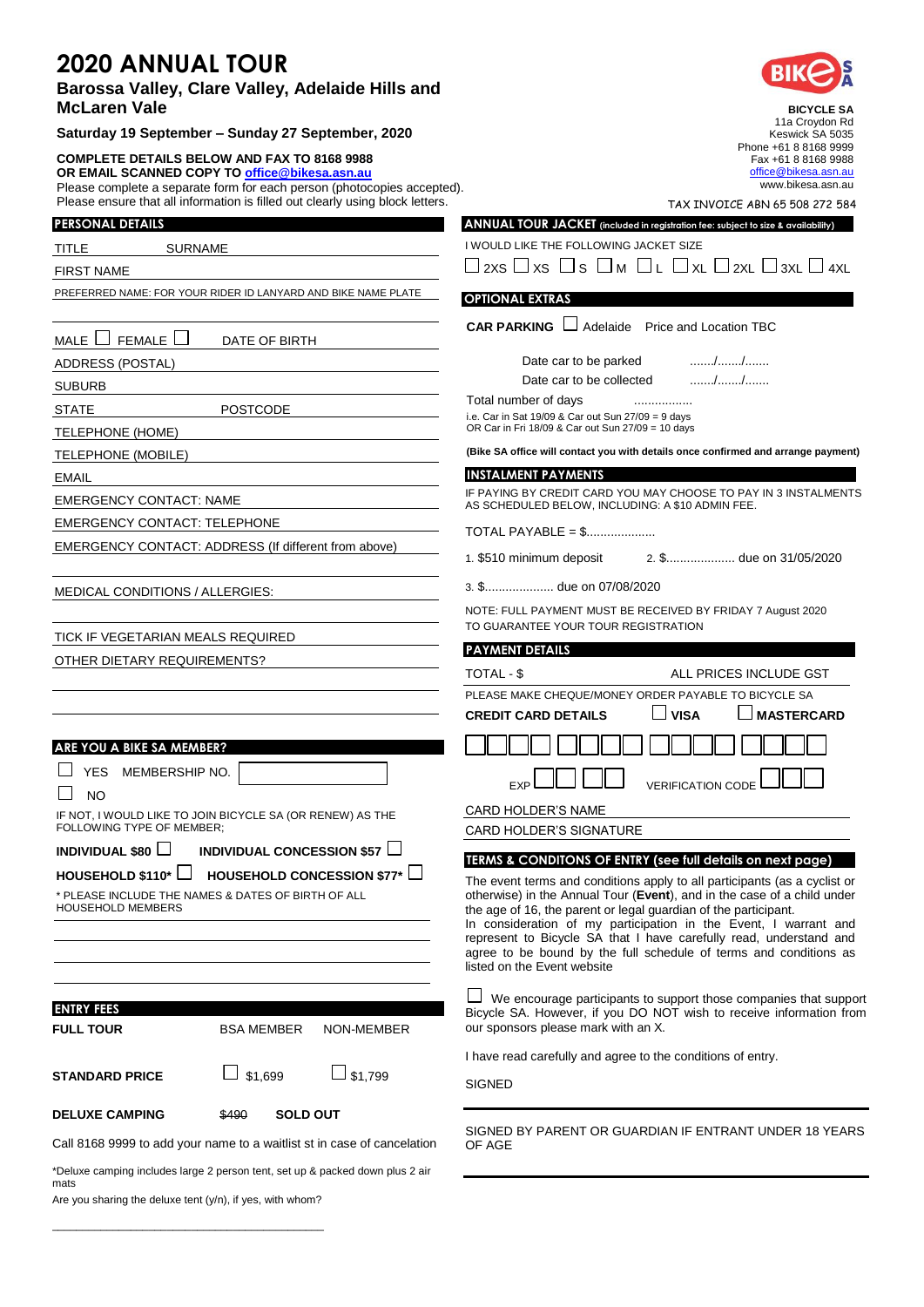# 2020 ANNUAL TOUR

## Barossa Valley, Clare Valley, Adelaide Hills and McLaren Vale

**Saturday 19 September – Sunday 27 September, 2020**

**COMPLETE DETAILS BELOW AND FAX TO 8168 9988**
**OR EMAIL SCANNED COPY TO office@bikesa.asn.au**
Please complete a separate form for each person (photocopies accepted).
Please ensure that all information is filled out clearly using block letters.

**BICYCLE SA**
11a Croydon Rd
Keswick SA 5035
Phone +61 8 8168 9999
Fax +61 8 8168 9988
office@bikesa.asn.au
www.bikesa.asn.au

TAX INVOICE ABN 65 508 272 584

### PERSONAL DETAILS

TITLE SURNAME

FIRST NAME

PREFERRED NAME: FOR YOUR RIDER ID LANYARD AND BIKE NAME PLATE

MALE ☐ FEMALE ☐ DATE OF BIRTH

ADDRESS (POSTAL)

SUBURB

STATE POSTCODE

TELEPHONE (HOME)

TELEPHONE (MOBILE)

EMAIL

EMERGENCY CONTACT: NAME

EMERGENCY CONTACT: TELEPHONE

EMERGENCY CONTACT: ADDRESS (If different from above)

MEDICAL CONDITIONS / ALLERGIES:

TICK IF VEGETARIAN MEALS REQUIRED

OTHER DIETARY REQUIREMENTS?

### ARE YOU A BIKE SA MEMBER?

☐ YES MEMBERSHIP NO.

☐ NO

IF NOT, I WOULD LIKE TO JOIN BICYCLE SA (OR RENEW) AS THE FOLLOWING TYPE OF MEMBER;

**INDIVIDUAL $80** ☐ **INDIVIDUAL CONCESSION $57** ☐

**HOUSEHOLD $110*** ☐ **HOUSEHOLD CONCESSION $77*** ☐

* PLEASE INCLUDE THE NAMES & DATES OF BIRTH OF ALL HOUSEHOLD MEMBERS

### ENTRY FEES

| **FULL TOUR** | BSA MEMBER | NON-MEMBER |
|---|---|---|
| **STANDARD PRICE** | ☐ $1,699 | ☐ $1,799 |
| **DELUXE CAMPING** | ~~$490~~ | **SOLD OUT** |

Call 8168 9999 to add your name to a waitlist st in case of cancelation

*Deluxe camping includes large 2 person tent, set up & packed down plus 2 air mats

Are you sharing the deluxe tent (y/n), if yes, with whom?

### ANNUAL TOUR JACKET (included in registration fee: subject to size & availability)

I WOULD LIKE THE FOLLOWING JACKET SIZE

☐ 2XS ☐ XS ☐ S ☐ M ☐ L ☐ XL ☐ 2XL ☐ 3XL ☐ 4XL

### OPTIONAL EXTRAS

**CAR PARKING** ☐ Adelaide Price and Location TBC

Date car to be parked ......./......./.......

Date car to be collected ......./......./.......

Total number of days .................

i.e. Car in Sat 19/09 & Car out Sun 27/09 = 9 days
OR Car in Fri 18/09 & Car out Sun 27/09 = 10 days

**(Bike SA office will contact you with details once confirmed and arrange payment)**

### INSTALMENT PAYMENTS

IF PAYING BY CREDIT CARD YOU MAY CHOOSE TO PAY IN 3 INSTALMENTS AS SCHEDULED BELOW, INCLUDING: A $10 ADMIN FEE.

TOTAL PAYABLE = $....................

1. $510 minimum deposit 2. $.................... due on 31/05/2020

3. $.................... due on 07/08/2020

NOTE: FULL PAYMENT MUST BE RECEIVED BY FRIDAY 7 August 2020 TO GUARANTEE YOUR TOUR REGISTRATION

### PAYMENT DETAILS

TOTAL - $ ALL PRICES INCLUDE GST

PLEASE MAKE CHEQUE/MONEY ORDER PAYABLE TO BICYCLE SA

**CREDIT CARD DETAILS** ☐ **VISA** ☐ **MASTERCARD**

EXP VERIFICATION CODE

CARD HOLDER'S NAME

CARD HOLDER'S SIGNATURE

### TERMS & CONDITONS OF ENTRY (see full details on next page)

The event terms and conditions apply to all participants (as a cyclist or otherwise) in the Annual Tour (**Event**), and in the case of a child under the age of 16, the parent or legal guardian of the participant.
In consideration of my participation in the Event, I warrant and represent to Bicycle SA that I have carefully read, understand and agree to be bound by the full schedule of terms and conditions as listed on the Event website

☐ We encourage participants to support those companies that support Bicycle SA. However, if you DO NOT wish to receive information from our sponsors please mark with an X.

I have read carefully and agree to the conditions of entry.

SIGNED

SIGNED BY PARENT OR GUARDIAN IF ENTRANT UNDER 18 YEARS OF AGE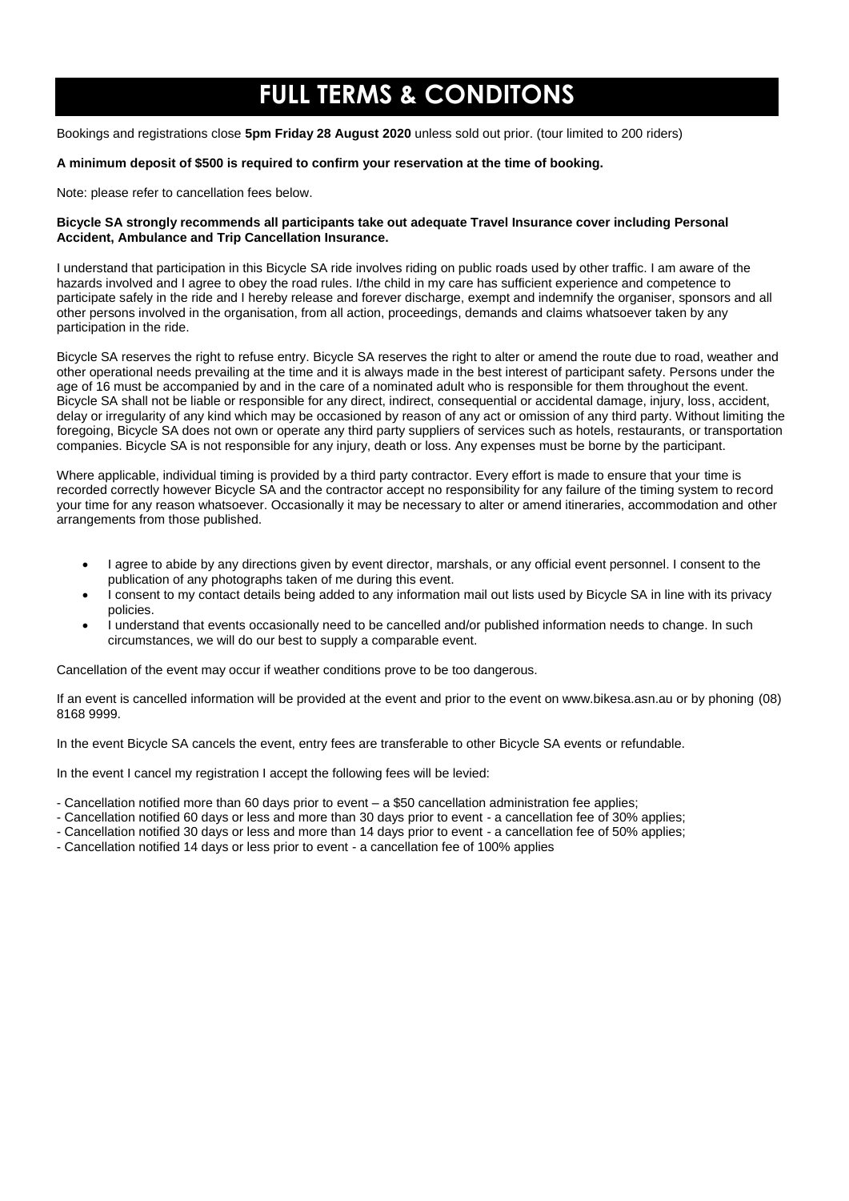# FULL TERMS & CONDITONS

Bookings and registrations close **5pm Friday 28 August 2020** unless sold out prior. (tour limited to 200 riders)

**A minimum deposit of $500 is required to confirm your reservation at the time of booking.**

Note: please refer to cancellation fees below.

**Bicycle SA strongly recommends all participants take out adequate Travel Insurance cover including Personal Accident, Ambulance and Trip Cancellation Insurance.**

I understand that participation in this Bicycle SA ride involves riding on public roads used by other traffic. I am aware of the hazards involved and I agree to obey the road rules. I/the child in my care has sufficient experience and competence to participate safely in the ride and I hereby release and forever discharge, exempt and indemnify the organiser, sponsors and all other persons involved in the organisation, from all action, proceedings, demands and claims whatsoever taken by any participation in the ride.

Bicycle SA reserves the right to refuse entry. Bicycle SA reserves the right to alter or amend the route due to road, weather and other operational needs prevailing at the time and it is always made in the best interest of participant safety. Persons under the age of 16 must be accompanied by and in the care of a nominated adult who is responsible for them throughout the event. Bicycle SA shall not be liable or responsible for any direct, indirect, consequential or accidental damage, injury, loss, accident, delay or irregularity of any kind which may be occasioned by reason of any act or omission of any third party. Without limiting the foregoing, Bicycle SA does not own or operate any third party suppliers of services such as hotels, restaurants, or transportation companies. Bicycle SA is not responsible for any injury, death or loss. Any expenses must be borne by the participant.

Where applicable, individual timing is provided by a third party contractor. Every effort is made to ensure that your time is recorded correctly however Bicycle SA and the contractor accept no responsibility for any failure of the timing system to record your time for any reason whatsoever. Occasionally it may be necessary to alter or amend itineraries, accommodation and other arrangements from those published.

- I agree to abide by any directions given by event director, marshals, or any official event personnel. I consent to the publication of any photographs taken of me during this event.
- I consent to my contact details being added to any information mail out lists used by Bicycle SA in line with its privacy policies.
- I understand that events occasionally need to be cancelled and/or published information needs to change. In such circumstances, we will do our best to supply a comparable event.

Cancellation of the event may occur if weather conditions prove to be too dangerous.

If an event is cancelled information will be provided at the event and prior to the event on www.bikesa.asn.au or by phoning (08) 8168 9999.

In the event Bicycle SA cancels the event, entry fees are transferable to other Bicycle SA events or refundable.

In the event I cancel my registration I accept the following fees will be levied:

- Cancellation notified more than 60 days prior to event – a $50 cancellation administration fee applies;
- Cancellation notified 60 days or less and more than 30 days prior to event - a cancellation fee of 30% applies;
- Cancellation notified 30 days or less and more than 14 days prior to event - a cancellation fee of 50% applies;
- Cancellation notified 14 days or less prior to event - a cancellation fee of 100% applies